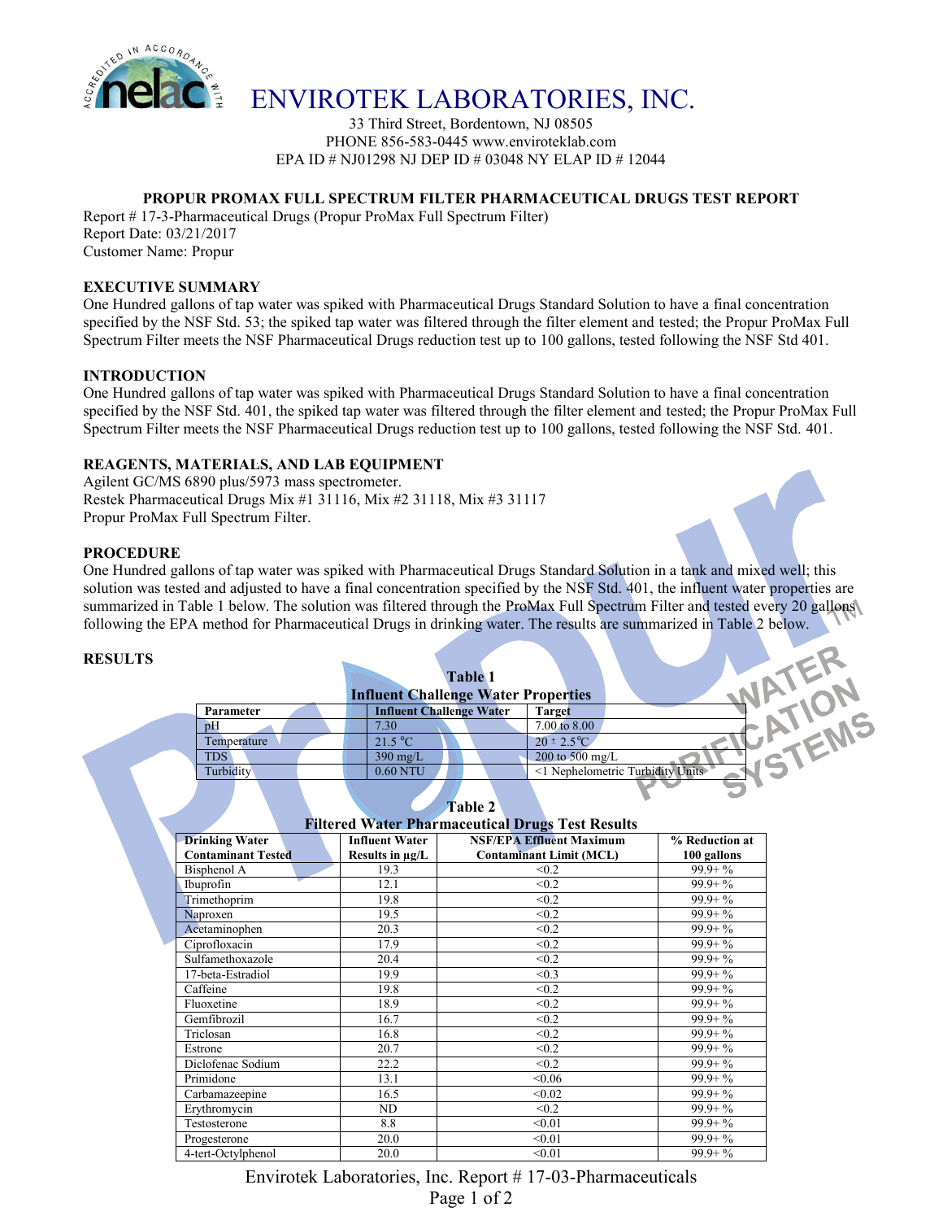# ENVIROTEK LABORATORIES, INC.

33 Third Street, Bordentown, NJ 08505
PHONE 856-583-0445 www.enviroteklab.com
EPA ID # NJ01298 NJ DEP ID # 03048 NY ELAP ID # 12044

## PROPUR PROMAX FULL SPECTRUM FILTER PHARMACEUTICAL DRUGS TEST REPORT

Report # 17-3-Pharmaceutical Drugs (Propur ProMax Full Spectrum Filter)
Report Date: 03/21/2017
Customer Name: Propur

### EXECUTIVE SUMMARY

One Hundred gallons of tap water was spiked with Pharmaceutical Drugs Standard Solution to have a final concentration specified by the NSF Std. 53; the spiked tap water was filtered through the filter element and tested; the Propur ProMax Full Spectrum Filter meets the NSF Pharmaceutical Drugs reduction test up to 100 gallons, tested following the NSF Std 401.

### INTRODUCTION

One Hundred gallons of tap water was spiked with Pharmaceutical Drugs Standard Solution to have a final concentration specified by the NSF Std. 401, the spiked tap water was filtered through the filter element and tested; the Propur ProMax Full Spectrum Filter meets the NSF Pharmaceutical Drugs reduction test up to 100 gallons, tested following the NSF Std. 401.

### REAGENTS, MATERIALS, AND LAB EQUIPMENT

Agilent GC/MS 6890 plus/5973 mass spectrometer.
Restek Pharmaceutical Drugs Mix #1 31116, Mix #2 31118, Mix #3 31117
Propur ProMax Full Spectrum Filter.

### PROCEDURE

One Hundred gallons of tap water was spiked with Pharmaceutical Drugs Standard Solution in a tank and mixed well; this solution was tested and adjusted to have a final concentration specified by the NSF Std. 401, the influent water properties are summarized in Table 1 below. The solution was filtered through the ProMax Full Spectrum Filter and tested every 20 gallons following the EPA method for Pharmaceutical Drugs in drinking water. The results are summarized in Table 2 below.

### RESULTS

**Table 1**
**Influent Challenge Water Properties**

| Parameter | Influent Challenge Water | Target |
|---|---|---|
| pH | 7.30 | 7.00 to 8.00 |
| Temperature | 21.5 °C | 20 ± 2.5°C |
| TDS | 390 mg/L | 200 to 500 mg/L |
| Turbidity | 0.60 NTU | <1 Nephelometric Turbidity Units |

**Table 2**
**Filtered Water Pharmaceutical Drugs Test Results**

| Drinking Water Contaminant Tested | Influent Water Results in μg/L | NSF/EPA Effluent Maximum Contaminant Limit (MCL) | % Reduction at 100 gallons |
|---|---|---|---|
| Bisphenol A | 19.3 | <0.2 | 99.9+ % |
| Ibuprofin | 12.1 | <0.2 | 99.9+ % |
| Trimethoprim | 19.8 | <0.2 | 99.9+ % |
| Naproxen | 19.5 | <0.2 | 99.9+ % |
| Acetaminophen | 20.3 | <0.2 | 99.9+ % |
| Ciprofloxacin | 17.9 | <0.2 | 99.9+ % |
| Sulfamethoxazole | 20.4 | <0.2 | 99.9+ % |
| 17-beta-Estradiol | 19.9 | <0.3 | 99.9+ % |
| Caffeine | 19.8 | <0.2 | 99.9+ % |
| Fluoxetine | 18.9 | <0.2 | 99.9+ % |
| Gemfibrozil | 16.7 | <0.2 | 99.9+ % |
| Triclosan | 16.8 | <0.2 | 99.9+ % |
| Estrone | 20.7 | <0.2 | 99.9+ % |
| Diclofenac Sodium | 22.2 | <0.2 | 99.9+ % |
| Primidone | 13.1 | <0.06 | 99.9+ % |
| Carbamazeepine | 16.5 | <0.02 | 99.9+ % |
| Erythromycin | ND | <0.2 | 99.9+ % |
| Testosterone | 8.8 | <0.01 | 99.9+ % |
| Progesterone | 20.0 | <0.01 | 99.9+ % |
| 4-tert-Octylphenol | 20.0 | <0.01 | 99.9+ % |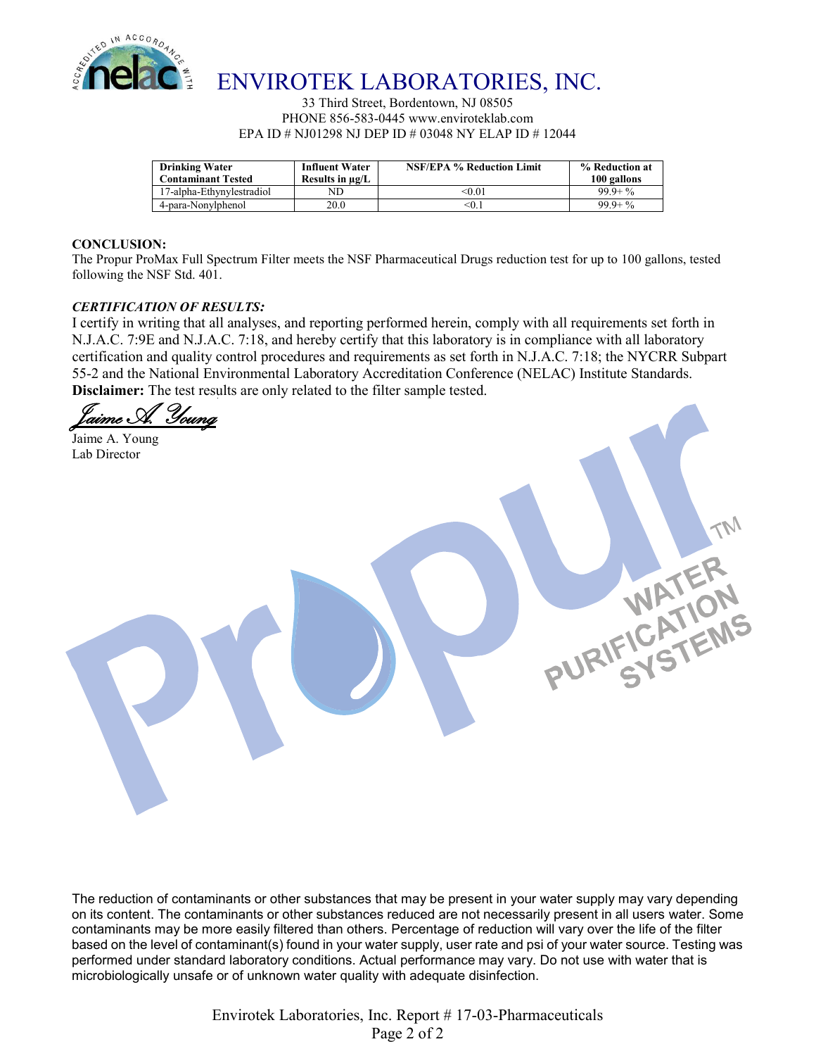# ENVIROTEK LABORATORIES, INC.

33 Third Street, Bordentown, NJ 08505
PHONE 856-583-0445 www.enviroteklab.com
EPA ID # NJ01298 NJ DEP ID # 03048 NY ELAP ID # 12044

| Drinking Water Contaminant Tested | Influent Water Results in μg/L | NSF/EPA % Reduction Limit | % Reduction at 100 gallons |
|---|---|---|---|
| 17-alpha-Ethynylestradiol | ND | <0.01 | 99.9+ % |
| 4-para-Nonylphenol | 20.0 | <0.1 | 99.9+ % |

**CONCLUSION:**
The Propur ProMax Full Spectrum Filter meets the NSF Pharmaceutical Drugs reduction test for up to 100 gallons, tested following the NSF Std. 401.

***CERTIFICATION OF RESULTS:***
I certify in writing that all analyses, and reporting performed herein, comply with all requirements set forth in N.J.A.C. 7:9E and N.J.A.C. 7:18, and hereby certify that this laboratory is in compliance with all laboratory certification and quality control procedures and requirements as set forth in N.J.A.C. 7:18; the NYCRR Subpart 55-2 and the National Environmental Laboratory Accreditation Conference (NELAC) Institute Standards.
**Disclaimer:** The test results are only related to the filter sample tested.

*Jaime A. Young*

Jaime A. Young
Lab Director

The reduction of contaminants or other substances that may be present in your water supply may vary depending on its content. The contaminants or other substances reduced are not necessarily present in all users water. Some contaminants may be more easily filtered than others. Percentage of reduction will vary over the life of the filter based on the level of contaminant(s) found in your water supply, user rate and psi of your water source. Testing was performed under standard laboratory conditions. Actual performance may vary. Do not use with water that is microbiologically unsafe or of unknown water quality with adequate disinfection.

Envirotek Laboratories, Inc. Report # 17-03-Pharmaceuticals